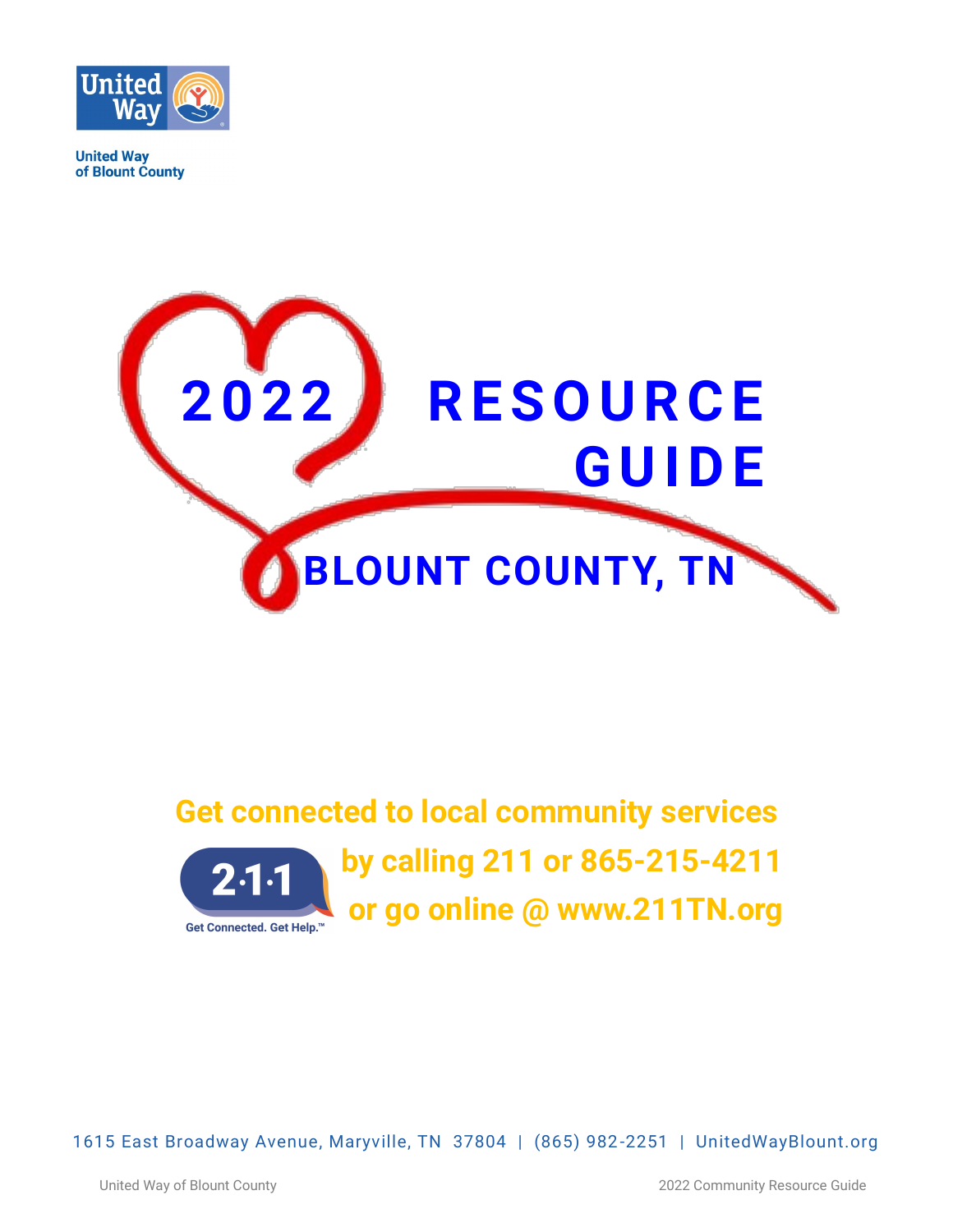United Way of Blount County

# 2022 RESOURCE GUIDE

## BLOUNT COUNTY, TN

**Get connected to local community services by calling 211 or 865-215-4211 or go online @ www.211TN.org**

2·1·1 Get Connected. Get Help.™

1615 East Broadway Avenue, Maryville, TN 37804 | (865) 982-2251 | UnitedWayBlount.org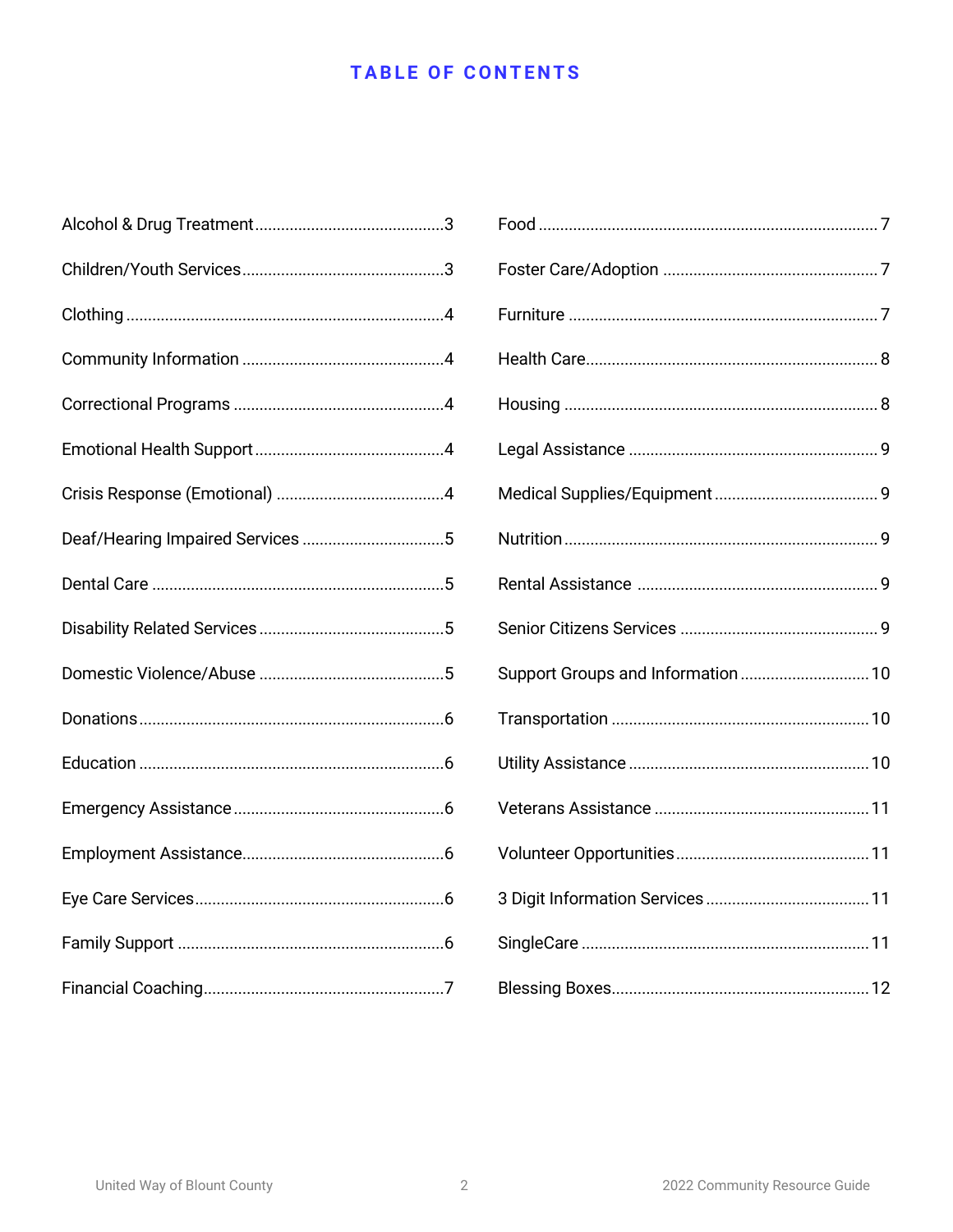# TABLE OF CONTENTS

Alcohol & Drug Treatment....................3
Children/Youth Services....................3
Clothing....................4
Community Information....................4
Correctional Programs....................4
Emotional Health Support....................4
Crisis Response (Emotional)....................4
Deaf/Hearing Impaired Services....................5
Dental Care....................5
Disability Related Services....................5
Domestic Violence/Abuse....................5
Donations....................6
Education....................6
Emergency Assistance....................6
Employment Assistance....................6
Eye Care Services....................6
Family Support....................6
Financial Coaching....................7
Food....................7
Foster Care/Adoption....................7
Furniture....................7
Health Care....................8
Housing....................8
Legal Assistance....................9
Medical Supplies/Equipment....................9
Nutrition....................9
Rental Assistance....................9
Senior Citizens Services....................9
Support Groups and Information....................10
Transportation....................10
Utility Assistance....................10
Veterans Assistance....................11
Volunteer Opportunities....................11
3 Digit Information Services....................11
SingleCare....................11
Blessing Boxes....................12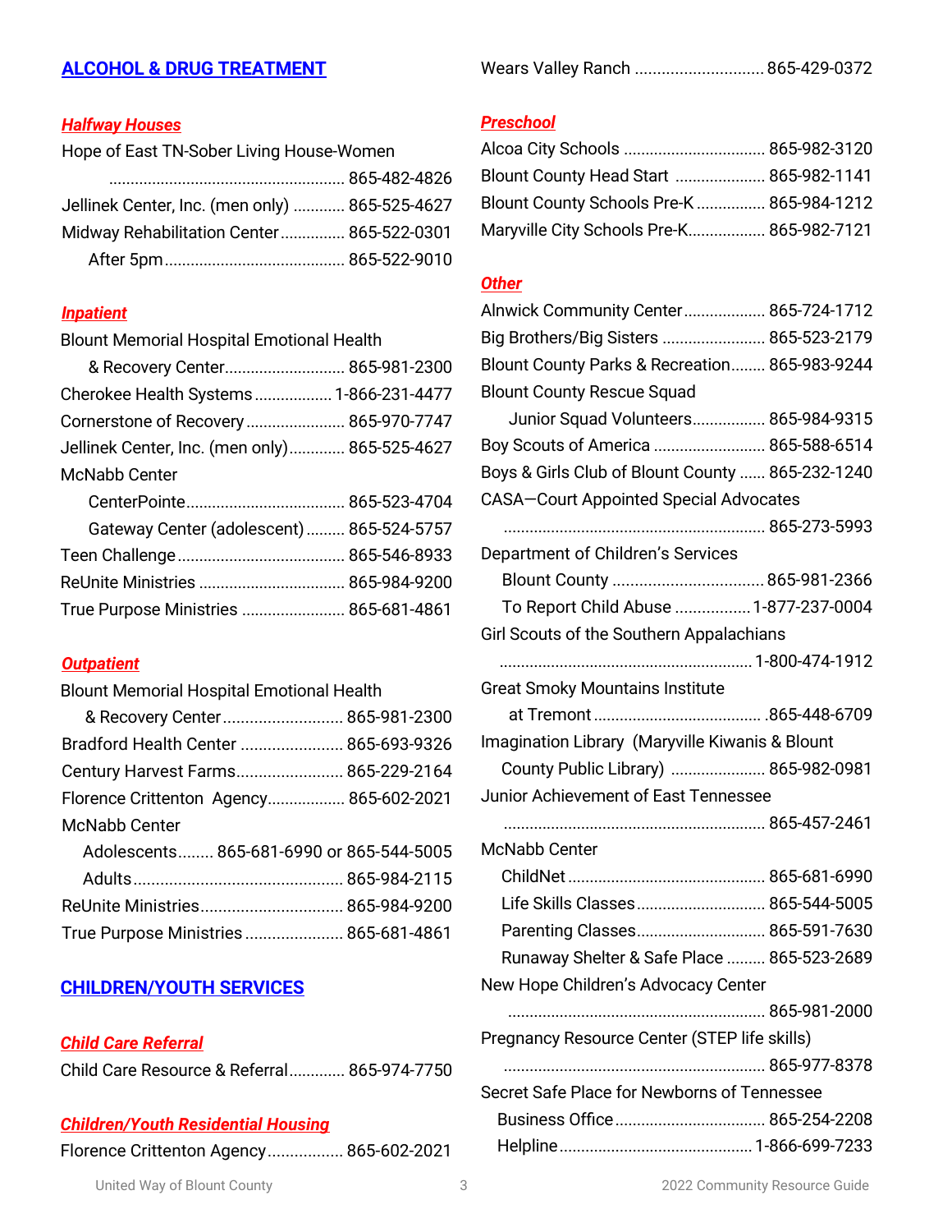## ALCOHOL & DRUG TREATMENT

### *Halfway Houses*

Hope of East TN-Sober Living House-Women ........ 865-482-4826
Jellinek Center, Inc. (men only) ........ 865-525-4627
Midway Rehabilitation Center ........ 865-522-0301
After 5pm ........ 865-522-9010

### *Inpatient*

Blount Memorial Hospital Emotional Health & Recovery Center ........ 865-981-2300
Cherokee Health Systems ........ 1-866-231-4477
Cornerstone of Recovery ........ 865-970-7747
Jellinek Center, Inc. (men only) ........ 865-525-4627
McNabb Center
CenterPointe ........ 865-523-4704
Gateway Center (adolescent) ........ 865-524-5757
Teen Challenge ........ 865-546-8933
ReUnite Ministries ........ 865-984-9200
True Purpose Ministries ........ 865-681-4861

### *Outpatient*

Blount Memorial Hospital Emotional Health & Recovery Center ........ 865-981-2300
Bradford Health Center ........ 865-693-9326
Century Harvest Farms ........ 865-229-2164
Florence Crittenton Agency ........ 865-602-2021
McNabb Center
Adolescents ........ 865-681-6990 or 865-544-5005
Adults ........ 865-984-2115
ReUnite Ministries ........ 865-984-9200
True Purpose Ministries ........ 865-681-4861

## CHILDREN/YOUTH SERVICES

### *Child Care Referral*

Child Care Resource & Referral ........ 865-974-7750

### *Children/Youth Residential Housing*

Florence Crittenton Agency ........ 865-602-2021
Wears Valley Ranch ........ 865-429-0372

### *Preschool*

Alcoa City Schools ........ 865-982-3120
Blount County Head Start ........ 865-982-1141
Blount County Schools Pre-K ........ 865-984-1212
Maryville City Schools Pre-K ........ 865-982-7121

### *Other*

Alnwick Community Center ........ 865-724-1712
Big Brothers/Big Sisters ........ 865-523-2179
Blount County Parks & Recreation ........ 865-983-9244
Blount County Rescue Squad
Junior Squad Volunteers ........ 865-984-9315
Boy Scouts of America ........ 865-588-6514
Boys & Girls Club of Blount County ........ 865-232-1240
CASA—Court Appointed Special Advocates ........ 865-273-5993
Department of Children's Services
Blount County ........ 865-981-2366
To Report Child Abuse ........ 1-877-237-0004
Girl Scouts of the Southern Appalachians ........ 1-800-474-1912
Great Smoky Mountains Institute at Tremont ........ 865-448-6709
Imagination Library (Maryville Kiwanis & Blount County Public Library) ........ 865-982-0981
Junior Achievement of East Tennessee ........ 865-457-2461
McNabb Center
ChildNet ........ 865-681-6990
Life Skills Classes ........ 865-544-5005
Parenting Classes ........ 865-591-7630
Runaway Shelter & Safe Place ........ 865-523-2689
New Hope Children's Advocacy Center ........ 865-981-2000
Pregnancy Resource Center (STEP life skills) ........ 865-977-8378
Secret Safe Place for Newborns of Tennessee
Business Office ........ 865-254-2208
Helpline ........ 1-866-699-7233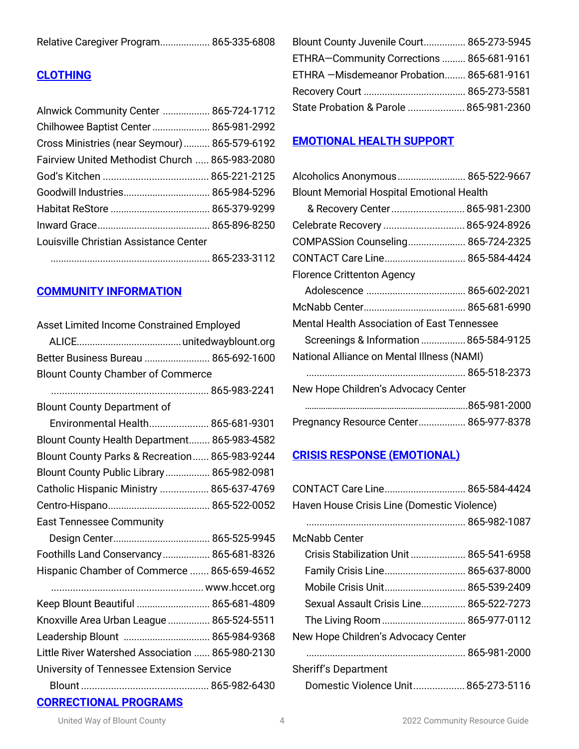Relative Caregiver Program.................. 865-335-6808

## CLOTHING

Alnwick Community Center ................. 865-724-1712
Chilhowee Baptist Center ...................... 865-981-2992
Cross Ministries (near Seymour).......... 865-579-6192
Fairview United Methodist Church ..... 865-983-2080
God's Kitchen ....................................... 865-221-2125
Goodwill Industries................................ 865-984-5296
Habitat ReStore ..................................... 865-379-9299
Inward Grace.......................................... 865-896-8250
Louisville Christian Assistance Center
............................................................ 865-233-3112

## COMMUNITY INFORMATION

Asset Limited Income Constrained Employed
ALICE....................................... unitedwayblount.org
Better Business Bureau ......................... 865-692-1600
Blount County Chamber of Commerce
........................................................... 865-983-2241
Blount County Department of
Environmental Health...................... 865-681-9301
Blount County Health Department........ 865-983-4582
Blount County Parks & Recreation...... 865-983-9244
Blount County Public Library................. 865-982-0981
Catholic Hispanic Ministry .................. 865-637-4769
Centro-Hispano...................................... 865-522-0052
East Tennessee Community
Design Center.................................... 865-525-9945
Foothills Land Conservancy.................. 865-681-8326
Hispanic Chamber of Commerce ....... 865-659-4652
......................................................... www.hccet.org
Keep Blount Beautiful ........................... 865-681-4809
Knoxville Area Urban League ................ 865-524-5511
Leadership Blount ................................ 865-984-9368
Little River Watershed Association ...... 865-980-2130
University of Tennessee Extension Service
Blount ................................................ 865-982-6430

## CORRECTIONAL PROGRAMS

Blount County Juvenile Court................ 865-273-5945
ETHRA—Community Corrections ......... 865-681-9161
ETHRA —Misdemeanor Probation........ 865-681-9161
Recovery Court ...................................... 865-273-5581
State Probation & Parole ..................... 865-981-2360

## EMOTIONAL HEALTH SUPPORT

Alcoholics Anonymous.......................... 865-522-9667
Blount Memorial Hospital Emotional Health
& Recovery Center ........................... 865-981-2300
Celebrate Recovery .............................. 865-924-8926
COMPASSion Counseling...................... 865-724-2325
CONTACT Care Line.............................. 865-584-4424
Florence Crittenton Agency
Adolescence ..................................... 865-602-2021
McNabb Center...................................... 865-681-6990
Mental Health Association of East Tennessee
Screenings & Information ................ 865-584-9125
National Alliance on Mental Illness (NAMI)
............................................................ 865-518-2373
New Hope Children's Advocacy Center
.............................................................865-981-2000
Pregnancy Resource Center.................. 865-977-8378

## CRISIS RESPONSE (EMOTIONAL)

CONTACT Care Line.............................. 865-584-4424
Haven House Crisis Line (Domestic Violence)
............................................................ 865-982-1087
McNabb Center
Crisis Stabilization Unit .................... 865-541-6958
Family Crisis Line.............................. 865-637-8000
Mobile Crisis Unit.............................. 865-539-2409
Sexual Assault Crisis Line................. 865-522-7273
The Living Room ............................... 865-977-0112
New Hope Children's Advocacy Center
............................................................ 865-981-2000
Sheriff's Department
Domestic Violence Unit.................. 865-273-5116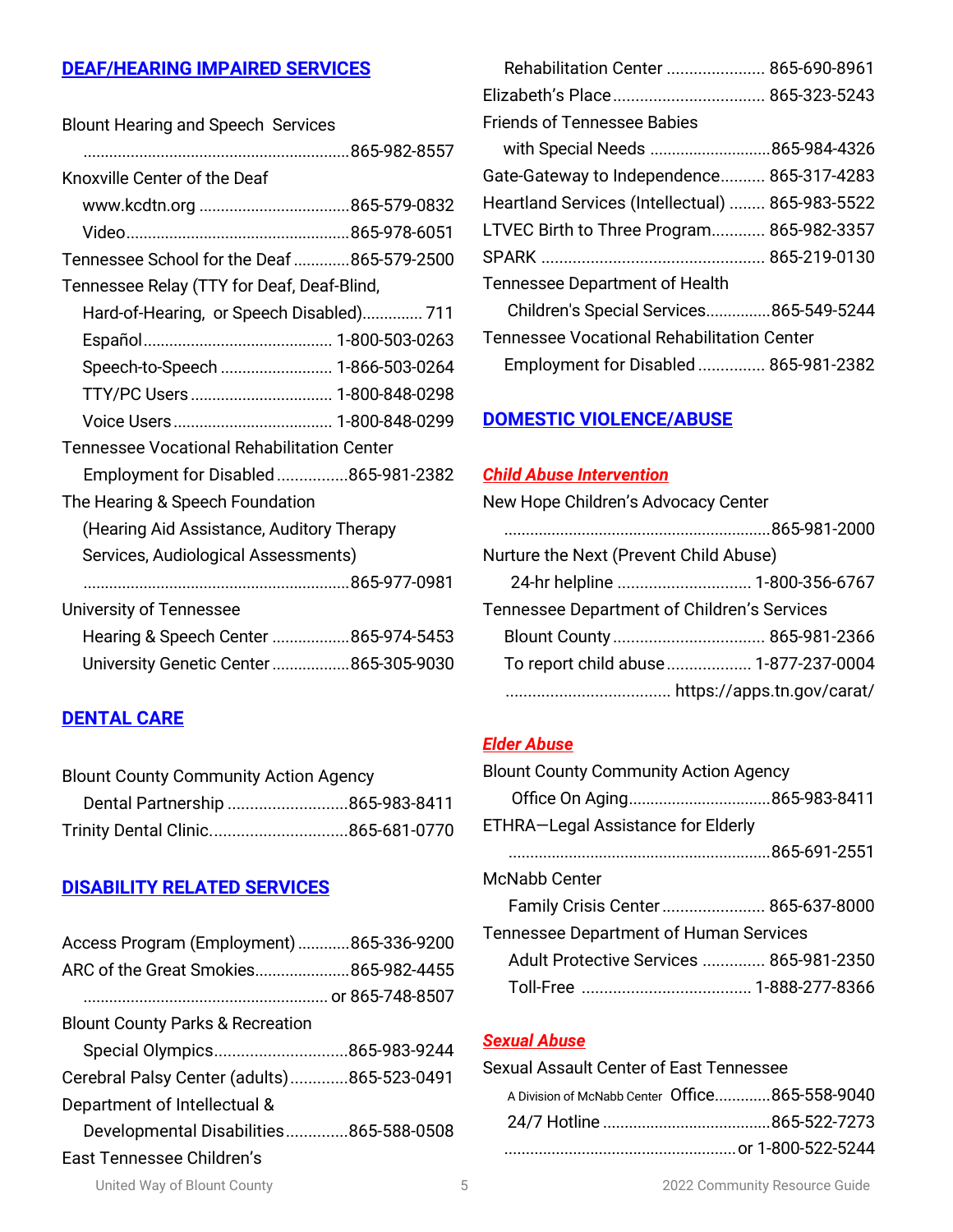## DEAF/HEARING IMPAIRED SERVICES

Blount Hearing and Speech Services
.............................................................865-982-8557

Knoxville Center of the Deaf
- www.kcdtn.org ..................................865-579-0832
- Video...................................................865-978-6051

Tennessee School for the Deaf .............865-579-2500

Tennessee Relay (TTY for Deaf, Deaf-Blind, Hard-of-Hearing, or Speech Disabled).............. 711
- Español........................................... 1-800-503-0263
- Speech-to-Speech .......................... 1-866-503-0264
- TTY/PC Users ................................. 1-800-848-0298
- Voice Users ..................................... 1-800-848-0299

Tennessee Vocational Rehabilitation Center
- Employment for Disabled ................865-981-2382

The Hearing & Speech Foundation (Hearing Aid Assistance, Auditory Therapy Services, Audiological Assessments)
.............................................................865-977-0981

University of Tennessee
- Hearing & Speech Center ..................865-974-5453
- University Genetic Center ..................865-305-9030

## DENTAL CARE

Blount County Community Action Agency
- Dental Partnership ...........................865-983-8411

Trinity Dental Clinic...............................865-681-0770

## DISABILITY RELATED SERVICES

Access Program (Employment) ............865-336-9200

ARC of the Great Smokies......................865-982-4455
........................................................ or 865-748-8507

Blount County Parks & Recreation
- Special Olympics..............................865-983-9244

Cerebral Palsy Center (adults).............865-523-0491

Department of Intellectual & Developmental Disabilities..............865-588-0508

East Tennessee Children's Rehabilitation Center ...................... 865-690-8961

Elizabeth's Place.................................. 865-323-5243

Friends of Tennessee Babies with Special Needs ...........................865-984-4326

Gate-Gateway to Independence.......... 865-317-4283

Heartland Services (Intellectual) ........ 865-983-5522

LTVEC Birth to Three Program............ 865-982-3357

SPARK .................................................. 865-219-0130

Tennessee Department of Health
- Children's Special Services...............865-549-5244

Tennessee Vocational Rehabilitation Center
- Employment for Disabled ............... 865-981-2382

## DOMESTIC VIOLENCE/ABUSE

### *Child Abuse Intervention*

New Hope Children's Advocacy Center
.............................................................865-981-2000

Nurture the Next (Prevent Child Abuse)
- 24-hr helpline .............................. 1-800-356-6767

Tennessee Department of Children's Services
- Blount County .................................. 865-981-2366
- To report child abuse ................... 1-877-237-0004
- ..................................... https://apps.tn.gov/carat/

### *Elder Abuse*

Blount County Community Action Agency
- Office On Aging................................865-983-8411

ETHRA—Legal Assistance for Elderly
............................................................865-691-2551

McNabb Center
- Family Crisis Center ....................... 865-637-8000

Tennessee Department of Human Services
- Adult Protective Services .............. 865-981-2350
- Toll-Free ...................................... 1-888-277-8366

### *Sexual Abuse*

Sexual Assault Center of East Tennessee
- A Division of McNabb Center Office.............865-558-9040
- 24/7 Hotline ......................................865-522-7273
- .....................................................or 1-800-522-5244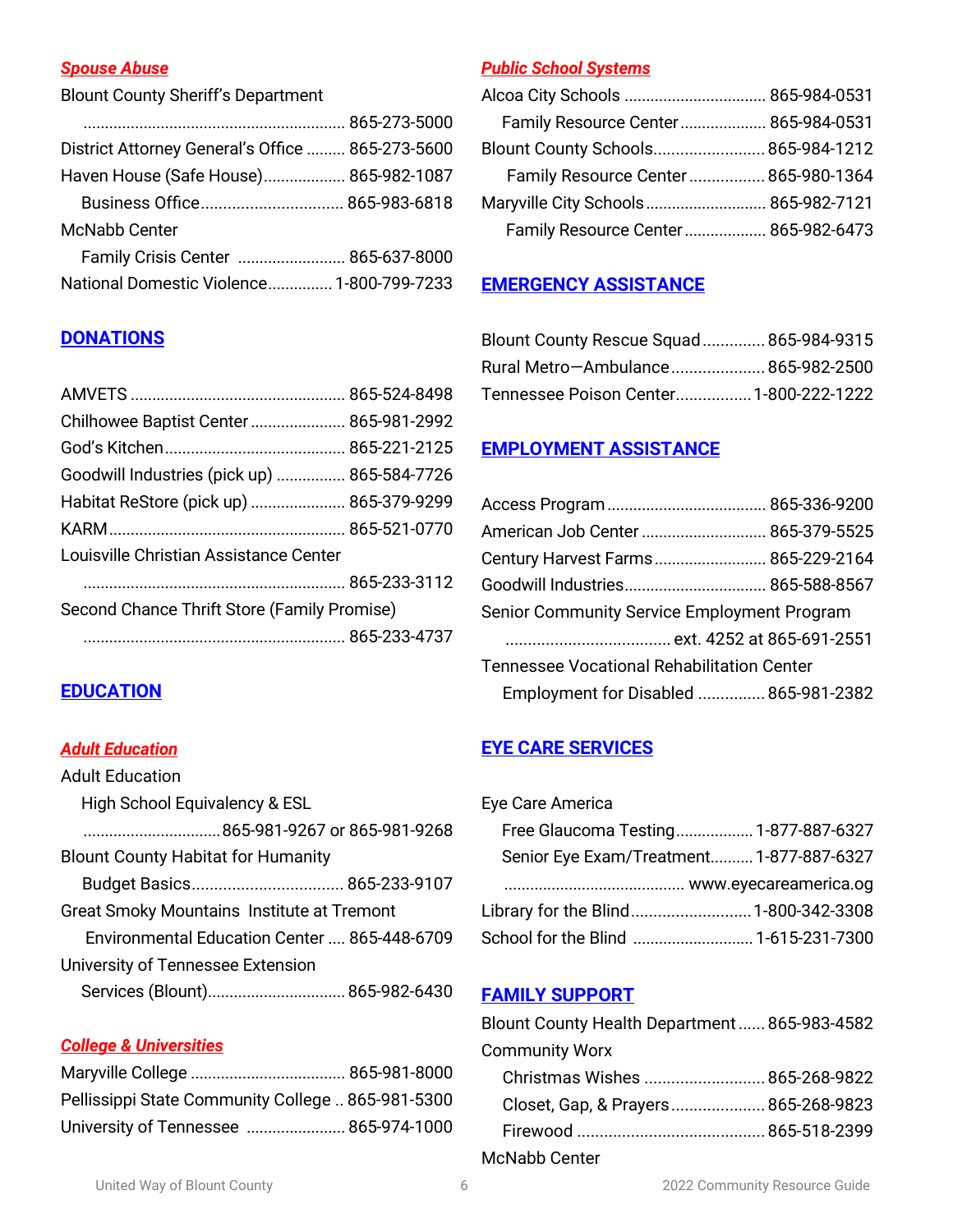### *Spouse Abuse*

Blount County Sheriff's Department
............................................................. 865-273-5000
District Attorney General's Office ......... 865-273-5600
Haven House (Safe House)................... 865-982-1087
Business Office................................ 865-983-6818
McNabb Center
Family Crisis Center ......................... 865-637-8000
National Domestic Violence............... 1-800-799-7233

## DONATIONS

AMVETS ................................................. 865-524-8498
Chilhowee Baptist Center ...................... 865-981-2992
God's Kitchen.......................................... 865-221-2125
Goodwill Industries (pick up) ................ 865-584-7726
Habitat ReStore (pick up) ...................... 865-379-9299
KARM...................................................... 865-521-0770
Louisville Christian Assistance Center
............................................................. 865-233-3112
Second Chance Thrift Store (Family Promise)
............................................................. 865-233-4737

## EDUCATION

### *Adult Education*

Adult Education
High School Equivalency & ESL
................................865-981-9267 or 865-981-9268
Blount County Habitat for Humanity
Budget Basics.................................. 865-233-9107
Great Smoky Mountains Institute at Tremont
Environmental Education Center .... 865-448-6709
University of Tennessee Extension
Services (Blount)................................ 865-982-6430

### *College & Universities*

Maryville College .................................... 865-981-8000
Pellissippi State Community College .. 865-981-5300
University of Tennessee ....................... 865-974-1000

### *Public School Systems*

Alcoa City Schools ................................ 865-984-0531
Family Resource Center.................... 865-984-0531
Blount County Schools......................... 865-984-1212
Family Resource Center................. 865-980-1364
Maryville City Schools........................... 865-982-7121
Family Resource Center................... 865-982-6473

## EMERGENCY ASSISTANCE

Blount County Rescue Squad.............. 865-984-9315
Rural Metro—Ambulance..................... 865-982-2500
Tennessee Poison Center................. 1-800-222-1222

## EMPLOYMENT ASSISTANCE

Access Program..................................... 865-336-9200
American Job Center............................. 865-379-5525
Century Harvest Farms.......................... 865-229-2164
Goodwill Industries................................. 865-588-8567
Senior Community Service Employment Program
...................................... ext. 4252 at 865-691-2551
Tennessee Vocational Rehabilitation Center
Employment for Disabled ............... 865-981-2382

## EYE CARE SERVICES

Eye Care America
Free Glaucoma Testing.................. 1-877-887-6327
Senior Eye Exam/Treatment.......... 1-877-887-6327
.......................................... www.eyecareamerica.og
Library for the Blind........................... 1-800-342-3308
School for the Blind ........................... 1-615-231-7300

## FAMILY SUPPORT

Blount County Health Department...... 865-983-4582
Community Worx
Christmas Wishes ........................... 865-268-9822
Closet, Gap, & Prayers..................... 865-268-9823
Firewood .......................................... 865-518-2399
McNabb Center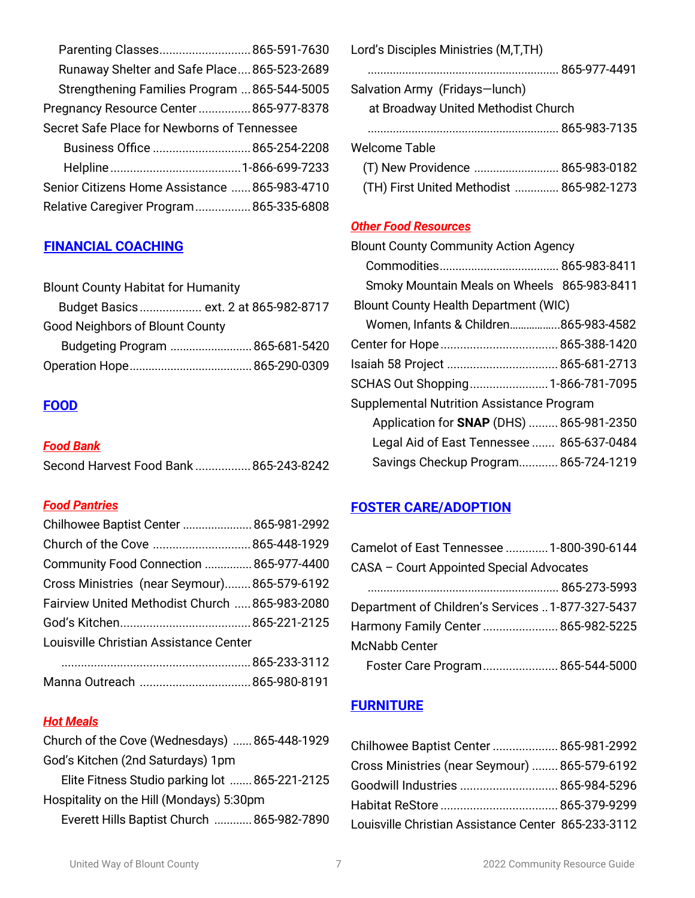Parenting Classes............................865-591-7630
Runaway Shelter and Safe Place....865-523-2689
Strengthening Families Program ...865-544-5005
Pregnancy Resource Center................865-977-8378
Secret Safe Place for Newborns of Tennessee
Business Office ..............................865-254-2208
Helpline........................................1-866-699-7233
Senior Citizens Home Assistance ......865-983-4710
Relative Caregiver Program.................865-335-6808

## FINANCIAL COACHING

Blount County Habitat for Humanity
Budget Basics................... ext. 2 at 865-982-8717
Good Neighbors of Blount County
Budgeting Program .........................865-681-5420
Operation Hope......................................865-290-0309

## FOOD

### *Food Bank*

Second Harvest Food Bank.................865-243-8242

### *Food Pantries*

Chilhowee Baptist Center ......................865-981-2992
Church of the Cove ..............................865-448-1929
Community Food Connection ...............865-977-4400
Cross Ministries (near Seymour)........865-579-6192
Fairview United Methodist Church .....865-983-2080
God's Kitchen.........................................865-221-2125
Louisville Christian Assistance Center
...........................................................865-233-3112
Manna Outreach ..................................865-980-8191

### *Hot Meals*

Church of the Cove (Wednesdays) ......865-448-1929
God's Kitchen (2nd Saturdays) 1pm
Elite Fitness Studio parking lot .......865-221-2125
Hospitality on the Hill (Mondays) 5:30pm
Everett Hills Baptist Church ............865-982-7890
Lord's Disciples Ministries (M,T,TH)
........................................................... 865-977-4491
Salvation Army (Fridays—lunch)
at Broadway United Methodist Church
........................................................... 865-983-7135
Welcome Table
(T) New Providence .......................... 865-983-0182
(TH) First United Methodist ............. 865-982-1273

### *Other Food Resources*

Blount County Community Action Agency
Commodities..................................... 865-983-8411
Smoky Mountain Meals on Wheels 865-983-8411
Blount County Health Department (WIC)
Women, Infants & Children..................865-983-4582
Center for Hope.................................... 865-388-1420
Isaiah 58 Project .................................. 865-681-2713
SCHAS Out Shopping........................1-866-781-7095
Supplemental Nutrition Assistance Program
Application for **SNAP** (DHS) ......... 865-981-2350
Legal Aid of East Tennessee ....... 865-637-0484
Savings Checkup Program............ 865-724-1219

## FOSTER CARE/ADOPTION

Camelot of East Tennessee .............1-800-390-6144
CASA – Court Appointed Special Advocates
........................................................... 865-273-5993
Department of Children's Services ..1-877-327-5437
Harmony Family Center ....................... 865-982-5225
McNabb Center
Foster Care Program....................... 865-544-5000

## FURNITURE

Chilhowee Baptist Center .................... 865-981-2992
Cross Ministries (near Seymour) ........ 865-579-6192
Goodwill Industries ............................. 865-984-5296
Habitat ReStore .................................... 865-379-9299
Louisville Christian Assistance Center 865-233-3112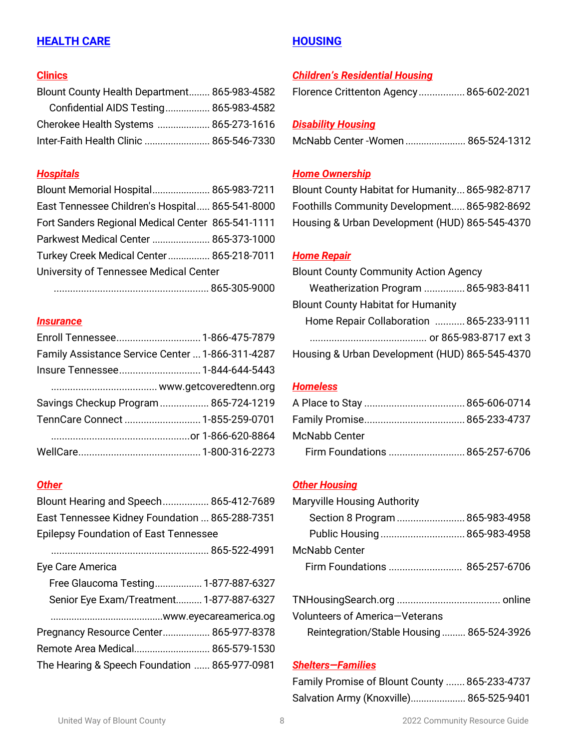## HEALTH CARE

### *Clinics*

Blount County Health Department........ 865-983-4582
  Confidential AIDS Testing................. 865-983-4582
Cherokee Health Systems .................... 865-273-1616
Inter-Faith Health Clinic ......................... 865-546-7330

### *Hospitals*

Blount Memorial Hospital...................... 865-983-7211
East Tennessee Children's Hospital..... 865-541-8000
Fort Sanders Regional Medical Center 865-541-1111
Parkwest Medical Center ...................... 865-373-1000
Turkey Creek Medical Center................ 865-218-7011
University of Tennessee Medical Center
 ......................................................... 865-305-9000

### *Insurance*

Enroll Tennessee............................... 1-866-475-7879
Family Assistance Service Center ... 1-866-311-4287
Insure Tennessee.............................. 1-844-644-5443
 ....................................... www.getcoveredtenn.org
Savings Checkup Program .................. 865-724-1219
TennCare Connect ............................ 1-855-259-0701
 ...................................................or 1-866-620-8864
WellCare............................................. 1-800-316-2273

### *Other*

Blount Hearing and Speech................. 865-412-7689
East Tennessee Kidney Foundation ... 865-288-7351
Epilepsy Foundation of East Tennessee
 .......................................................... 865-522-4991
Eye Care America
  Free Glaucoma Testing.................. 1-877-887-6327
  Senior Eye Exam/Treatment.......... 1-877-887-6327
 ..........................................www.eyecareamerica.og
Pregnancy Resource Center................. 865-977-8378
Remote Area Medical............................ 865-579-1530
The Hearing & Speech Foundation ...... 865-977-0981

## HOUSING

### *Children's Residential Housing*

Florence Crittenton Agency................. 865-602-2021

### *Disability Housing*

McNabb Center -Women ....................... 865-524-1312

### *Home Ownership*

Blount County Habitat for Humanity... 865-982-8717
Foothills Community Development..... 865-982-8692
Housing & Urban Development (HUD) 865-545-4370

### *Home Repair*

Blount County Community Action Agency
  Weatherization Program ............... 865-983-8411
Blount County Habitat for Humanity
  Home Repair Collaboration ........... 865-233-9111
 ........................................... or 865-983-8717 ext 3
Housing & Urban Development (HUD) 865-545-4370

### *Homeless*

A Place to Stay ..................................... 865-606-0714
Family Promise..................................... 865-233-4737
McNabb Center
  Firm Foundations ............................ 865-257-6706

### *Other Housing*

Maryville Housing Authority
  Section 8 Program ......................... 865-983-4958
  Public Housing ............................... 865-983-4958
McNabb Center
  Firm Foundations ........................... 865-257-6706

TNHousingSearch.org ...................................... online
Volunteers of America—Veterans
  Reintegration/Stable Housing ......... 865-524-3926

### *Shelters—Families*

Family Promise of Blount County ....... 865-233-4737
Salvation Army (Knoxville).................... 865-525-9401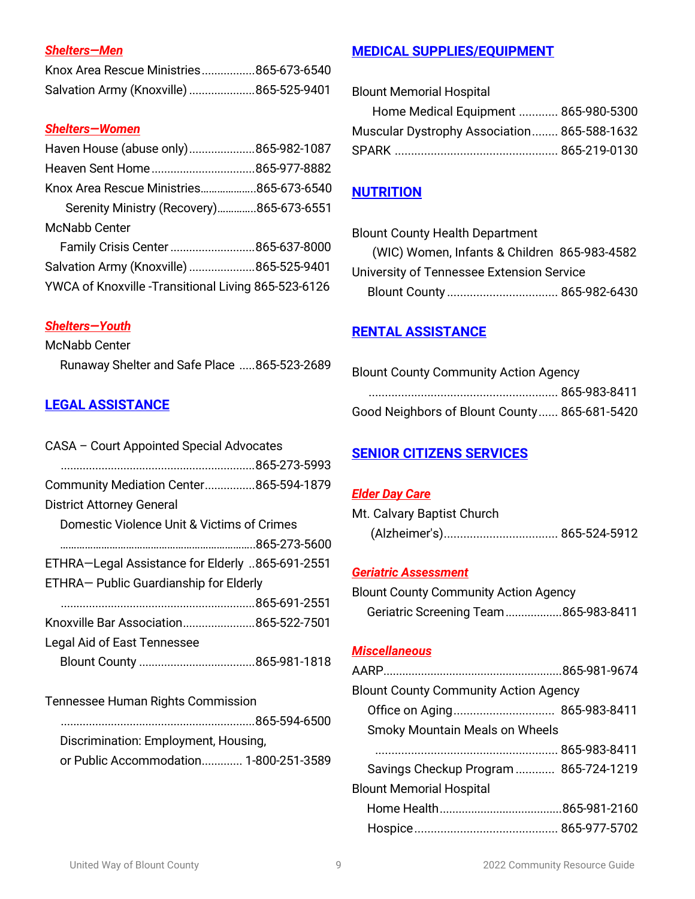### *Shelters—Men*

Knox Area Rescue Ministries................865-673-6540
Salvation Army (Knoxville)....................865-525-9401

### *Shelters—Women*

Haven House (abuse only)....................865-982-1087
Heaven Sent Home................................865-977-8882
Knox Area Rescue Ministries...................865-673-6540
Serenity Ministry (Recovery).............865-673-6551
McNabb Center
Family Crisis Center..........................865-637-8000
Salvation Army (Knoxville)....................865-525-9401
YWCA of Knoxville -Transitional Living 865-523-6126

### *Shelters—Youth*

McNabb Center
Runaway Shelter and Safe Place .....865-523-2689

## LEGAL ASSISTANCE

CASA – Court Appointed Special Advocates
.............................................................865-273-5993
Community Mediation Center...............865-594-1879
District Attorney General
Domestic Violence Unit & Victims of Crimes
.......................................................................865-273-5600
ETHRA—Legal Assistance for Elderly ..865-691-2551
ETHRA— Public Guardianship for Elderly
.............................................................865-691-2551
Knoxville Bar Association......................865-522-7501
Legal Aid of East Tennessee
Blount County ....................................865-981-1818

Tennessee Human Rights Commission
.............................................................865-594-6500
Discrimination: Employment, Housing,
or Public Accommodation............ 1-800-251-3589

## MEDICAL SUPPLIES/EQUIPMENT

Blount Memorial Hospital
Home Medical Equipment ............ 865-980-5300
Muscular Dystrophy Association........ 865-588-1632
SPARK .................................................. 865-219-0130

## NUTRITION

Blount County Health Department
(WIC) Women, Infants & Children 865-983-4582
University of Tennessee Extension Service
Blount County ................................. 865-982-6430

## RENTAL ASSISTANCE

Blount County Community Action Agency
.......................................................... 865-983-8411
Good Neighbors of Blount County...... 865-681-5420

## SENIOR CITIZENS SERVICES

### *Elder Day Care*

Mt. Calvary Baptist Church
(Alzheimer's).................................. 865-524-5912

### *Geriatric Assessment*

Blount County Community Action Agency
Geriatric Screening Team.................865-983-8411

### *Miscellaneous*

AARP.......................................................865-981-9674
Blount County Community Action Agency
Office on Aging.............................. 865-983-8411
Smoky Mountain Meals on Wheels
........................................................ 865-983-8411
Savings Checkup Program ........... 865-724-1219
Blount Memorial Hospital
Home Health.....................................865-981-2160
Hospice........................................... 865-977-5702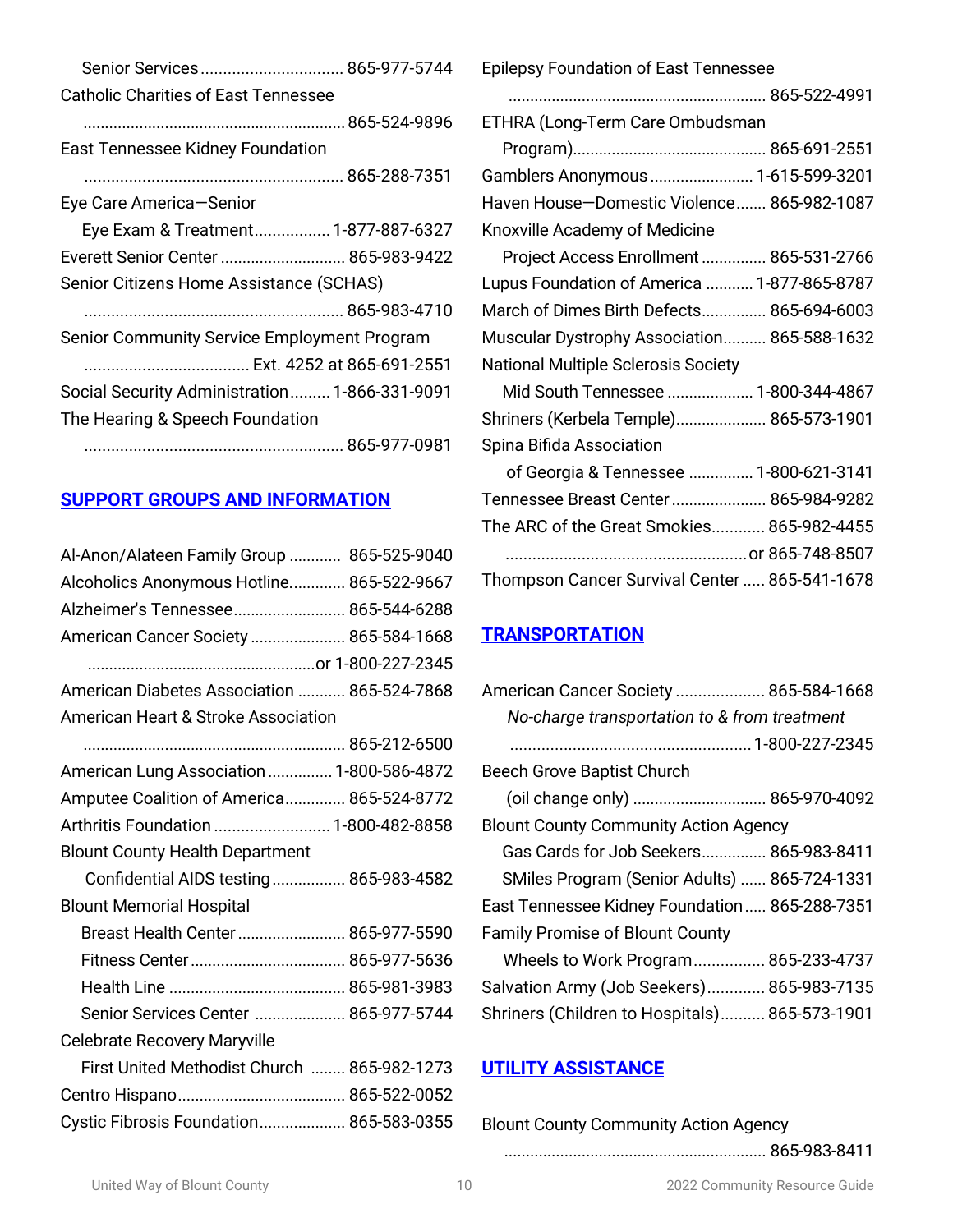Senior Services................................ 865-977-5744

Catholic Charities of East Tennessee
............................................................ 865-524-9896

East Tennessee Kidney Foundation
.......................................................... 865-288-7351

Eye Care America—Senior
Eye Exam & Treatment................. 1-877-887-6327

Everett Senior Center ............................ 865-983-9422

Senior Citizens Home Assistance (SCHAS)
.......................................................... 865-983-4710

Senior Community Service Employment Program
..................................... Ext. 4252 at 865-691-2551

Social Security Administration......... 1-866-331-9091

The Hearing & Speech Foundation
.......................................................... 865-977-0981

## SUPPORT GROUPS AND INFORMATION

Al-Anon/Alateen Family Group ............ 865-525-9040

Alcoholics Anonymous Hotline............. 865-522-9667

Alzheimer's Tennessee.......................... 865-544-6288

American Cancer Society ...................... 865-584-1668
....................................................or 1-800-227-2345

American Diabetes Association ........... 865-524-7868

American Heart & Stroke Association
............................................................ 865-212-6500

American Lung Association ............... 1-800-586-4872

Amputee Coalition of America............. 865-524-8772

Arthritis Foundation .......................... 1-800-482-8858

Blount County Health Department
Confidential AIDS testing................ 865-983-4582

Blount Memorial Hospital
Breast Health Center......................... 865-977-5590
Fitness Center................................... 865-977-5636
Health Line ........................................ 865-981-3983
Senior Services Center ..................... 865-977-5744

Celebrate Recovery Maryville
First United Methodist Church ........ 865-982-1273

Centro Hispano...................................... 865-522-0052

Cystic Fibrosis Foundation................... 865-583-0355

Epilepsy Foundation of East Tennessee
.......................................................... 865-522-4991

ETHRA (Long-Term Care Ombudsman
Program)............................................ 865-691-2551

Gamblers Anonymous ........................ 1-615-599-3201

Haven House—Domestic Violence....... 865-982-1087

Knoxville Academy of Medicine
Project Access Enrollment ............... 865-531-2766

Lupus Foundation of America ........... 1-877-865-8787

March of Dimes Birth Defects............... 865-694-6003

Muscular Dystrophy Association.......... 865-588-1632

National Multiple Sclerosis Society
Mid South Tennessee .................... 1-800-344-4867

Shriners (Kerbela Temple)..................... 865-573-1901

Spina Bifida Association
of Georgia & Tennessee ............... 1-800-621-3141

Tennessee Breast Center...................... 865-984-9282

The ARC of the Great Smokies............ 865-982-4455
......................................................or 865-748-8507

Thompson Cancer Survival Center ..... 865-541-1678

## TRANSPORTATION

American Cancer Society .................... 865-584-1668
*No-charge transportation to & from treatment*
...................................................... 1-800-227-2345

Beech Grove Baptist Church
(oil change only) .............................. 865-970-4092

Blount County Community Action Agency
Gas Cards for Job Seekers............... 865-983-8411
SMiles Program (Senior Adults) ...... 865-724-1331

East Tennessee Kidney Foundation..... 865-288-7351

Family Promise of Blount County
Wheels to Work Program................ 865-233-4737

Salvation Army (Job Seekers)............. 865-983-7135

Shriners (Children to Hospitals).......... 865-573-1901

## UTILITY ASSISTANCE

Blount County Community Action Agency
............................................................ 865-983-8411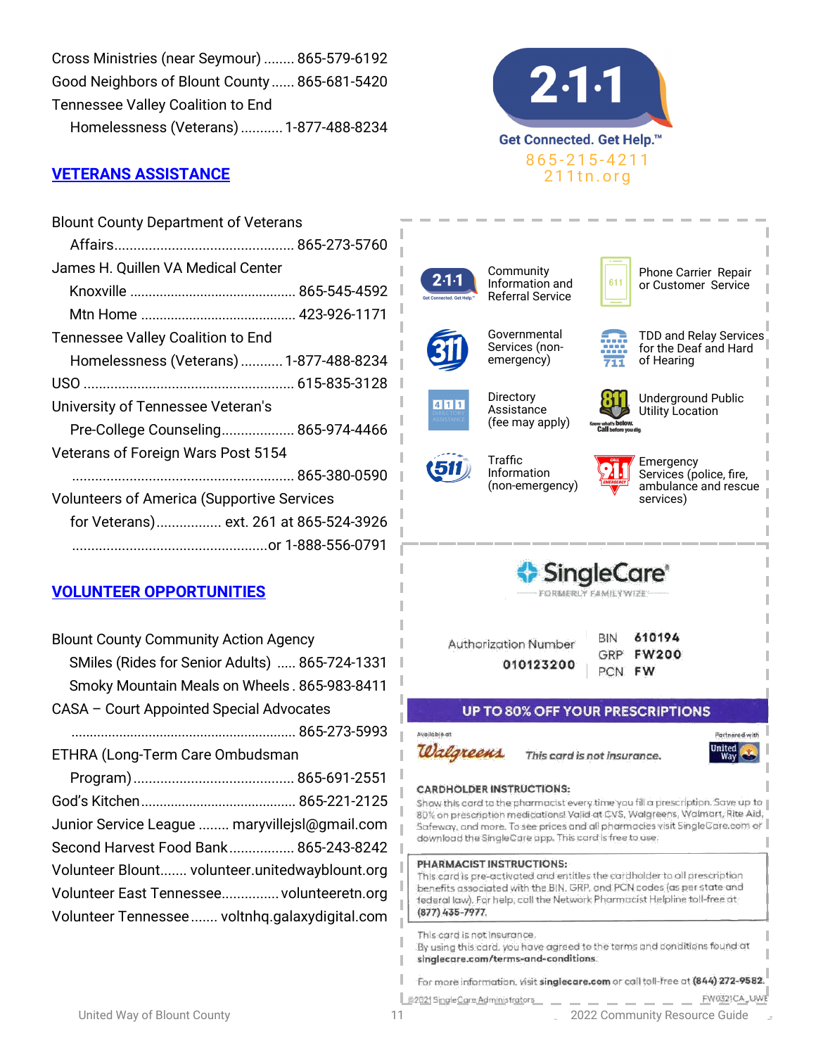Cross Ministries (near Seymour) ........ 865-579-6192
Good Neighbors of Blount County ...... 865-681-5420
Tennessee Valley Coalition to End Homelessness (Veterans) ........... 1-877-488-8234

## VETERANS ASSISTANCE

Blount County Department of Veterans Affairs............................................... 865-273-5760
James H. Quillen VA Medical Center
Knoxville ............................................ 865-545-4592
Mtn Home ......................................... 423-926-1171
Tennessee Valley Coalition to End Homelessness (Veterans) ........... 1-877-488-8234
USO ....................................................... 615-835-3128
University of Tennessee Veteran's Pre-College Counseling.................. 865-974-4466
Veterans of Foreign Wars Post 5154 .......................................................... 865-380-0590
Volunteers of America (Supportive Services for Veterans)................. ext. 261 at 865-524-3926 ...................................................or 1-888-556-0791

## VOLUNTEER OPPORTUNITIES

Blount County Community Action Agency
SMiles (Rides for Senior Adults) ..... 865-724-1331
Smoky Mountain Meals on Wheels . 865-983-8411
CASA – Court Appointed Special Advocates ........................................................... 865-273-5993
ETHRA (Long-Term Care Ombudsman Program) .......................................... 865-691-2551
God's Kitchen......................................... 865-221-2125
Junior Service League ........ maryvillejsl@gmail.com
Second Harvest Food Bank................. 865-243-8242
Volunteer Blount....... volunteer.unitedwayblount.org
Volunteer East Tennessee............... volunteeretn.org
Volunteer Tennessee....... voltnhq.galaxydigital.com

2·1·1
Get Connected. Get Help.™
865-215-4211
211tn.org

| | |
|---|---|
| 2·1·1 — Community Information and Referral Service | 611 — Phone Carrier Repair or Customer Service |
| 311 — Governmental Services (non-emergency) | 711 — TDD and Relay Services for the Deaf and Hard of Hearing |
| 411 — Directory Assistance (fee may apply) | 811 — Underground Public Utility Location (Know what's below. Call before you dig.) |
| 511 — Traffic Information (non-emergency) | 911 — Emergency Services (police, fire, ambulance and rescue services) |

SingleCare®
FORMERLY FAMILYWIZE

Authorization Number 010123200
BIN 610194
GRP FW200
PCN FW

**UP TO 80% OFF YOUR PRESCRIPTIONS**

Available at Walgreens — *This card is not insurance.* — Partnered with United Way

**CARDHOLDER INSTRUCTIONS:**
Show this card to the pharmacist every time you fill a prescription. Save up to 80% on prescription medications! Valid at CVS, Walgreens, Walmart, Rite Aid, Safeway, and more. To see prices and all pharmacies visit SingleCare.com or download the SingleCare app. This card is free to use.

**PHARMACIST INSTRUCTIONS:**
This card is pre-activated and entitles the cardholder to all prescription benefits associated with the BIN, GRP, and PCN codes (as per state and federal law). For help, call the Network Pharmacist Helpline toll-free at **(877) 435-7977**.

This card is not insurance.
By using this card, you have agreed to the terms and conditions found at **singlecare.com/terms-and-conditions**.

For more information, visit **singlecare.com** or call toll-free at **(844) 272-9582**.

©2021 SingleCare Administrators FW0321CA_UWE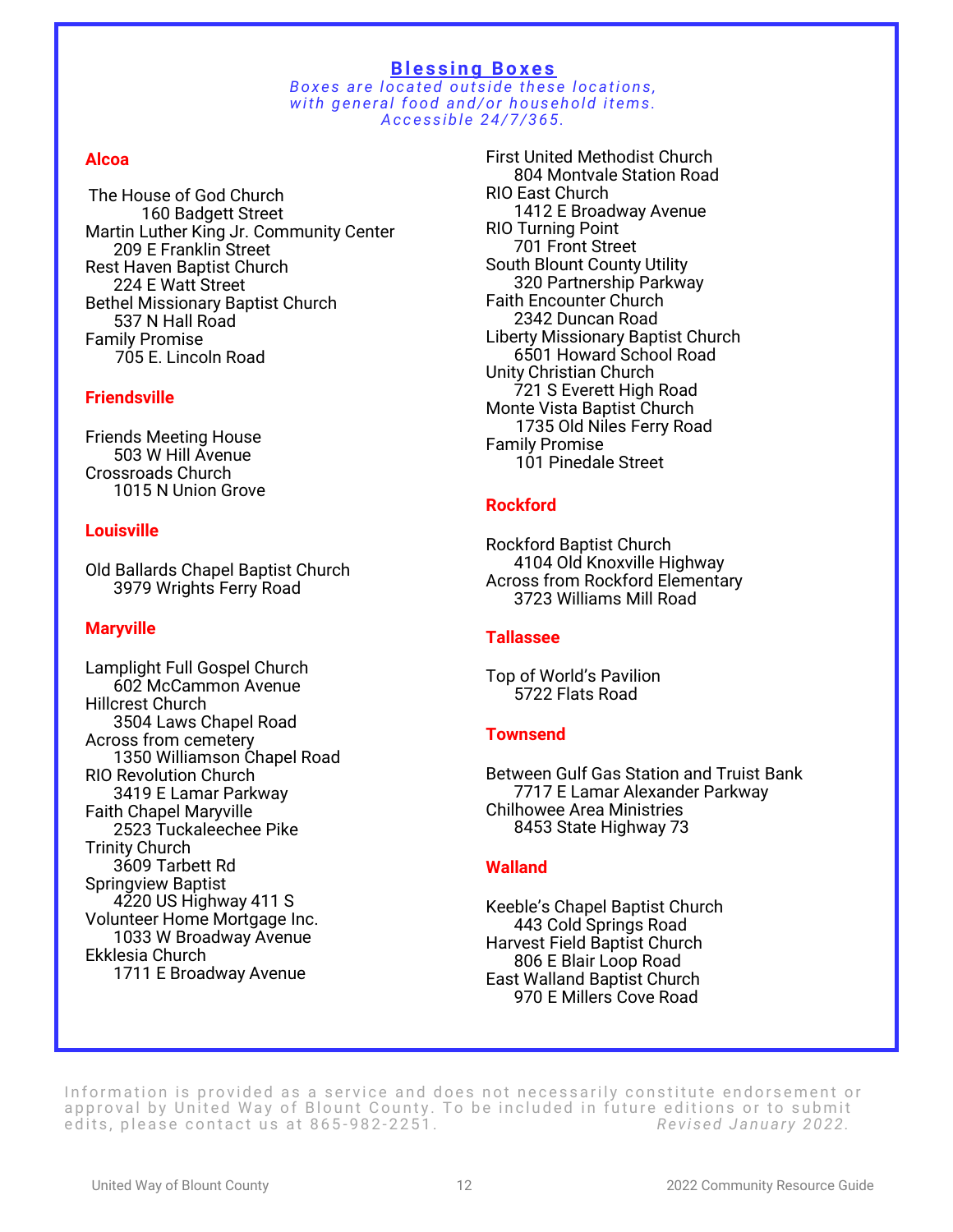## Blessing Boxes

*Boxes are located outside these locations, with general food and/or household items. Accessible 24/7/365.*

### Alcoa

The House of God Church
160 Badgett Street
Martin Luther King Jr. Community Center
209 E Franklin Street
Rest Haven Baptist Church
224 E Watt Street
Bethel Missionary Baptist Church
537 N Hall Road
Family Promise
705 E. Lincoln Road

### Friendsville

Friends Meeting House
503 W Hill Avenue
Crossroads Church
1015 N Union Grove

### Louisville

Old Ballards Chapel Baptist Church
3979 Wrights Ferry Road

### Maryville

Lamplight Full Gospel Church
602 McCammon Avenue
Hillcrest Church
3504 Laws Chapel Road
Across from cemetery
1350 Williamson Chapel Road
RIO Revolution Church
3419 E Lamar Parkway
Faith Chapel Maryville
2523 Tuckaleechee Pike
Trinity Church
3609 Tarbett Rd
Springview Baptist
4220 US Highway 411 S
Volunteer Home Mortgage Inc.
1033 W Broadway Avenue
Ekklesia Church
1711 E Broadway Avenue
First United Methodist Church
804 Montvale Station Road
RIO East Church
1412 E Broadway Avenue
RIO Turning Point
701 Front Street
South Blount County Utility
320 Partnership Parkway
Faith Encounter Church
2342 Duncan Road
Liberty Missionary Baptist Church
6501 Howard School Road
Unity Christian Church
721 S Everett High Road
Monte Vista Baptist Church
1735 Old Niles Ferry Road
Family Promise
101 Pinedale Street

### Rockford

Rockford Baptist Church
4104 Old Knoxville Highway
Across from Rockford Elementary
3723 Williams Mill Road

### Tallassee

Top of World's Pavilion
5722 Flats Road

### Townsend

Between Gulf Gas Station and Truist Bank
7717 E Lamar Alexander Parkway
Chilhowee Area Ministries
8453 State Highway 73

### Walland

Keeble's Chapel Baptist Church
443 Cold Springs Road
Harvest Field Baptist Church
806 E Blair Loop Road
East Walland Baptist Church
970 E Millers Cove Road

Information is provided as a service and does not necessarily constitute endorsement or approval by United Way of Blount County. To be included in future editions or to submit edits, please contact us at 865-982-2251. *Revised January 2022.*